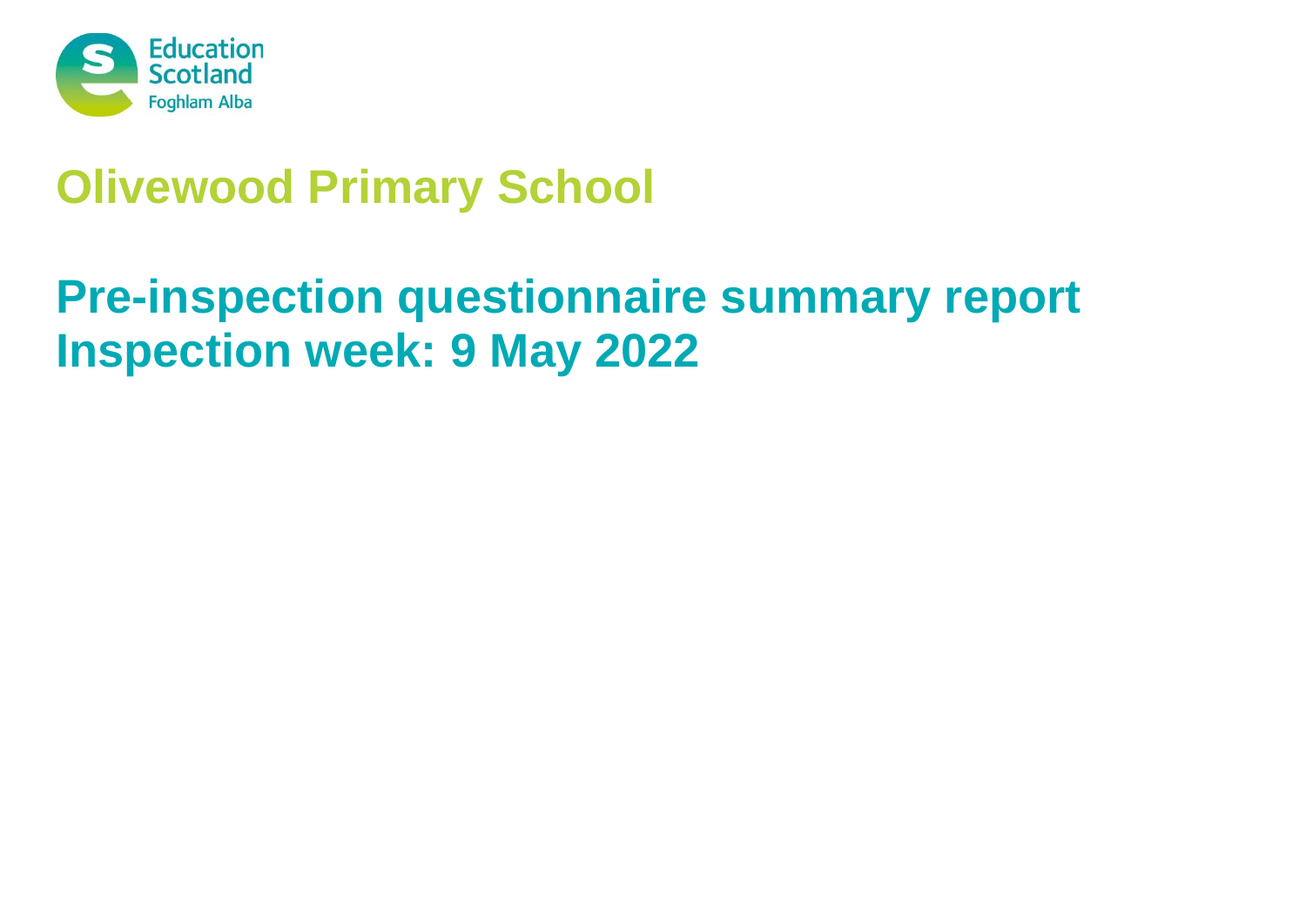Education Scotland
Foghlam Alba

# Olivewood Primary School

# Pre-inspection questionnaire summary report
# Inspection week: 9 May 2022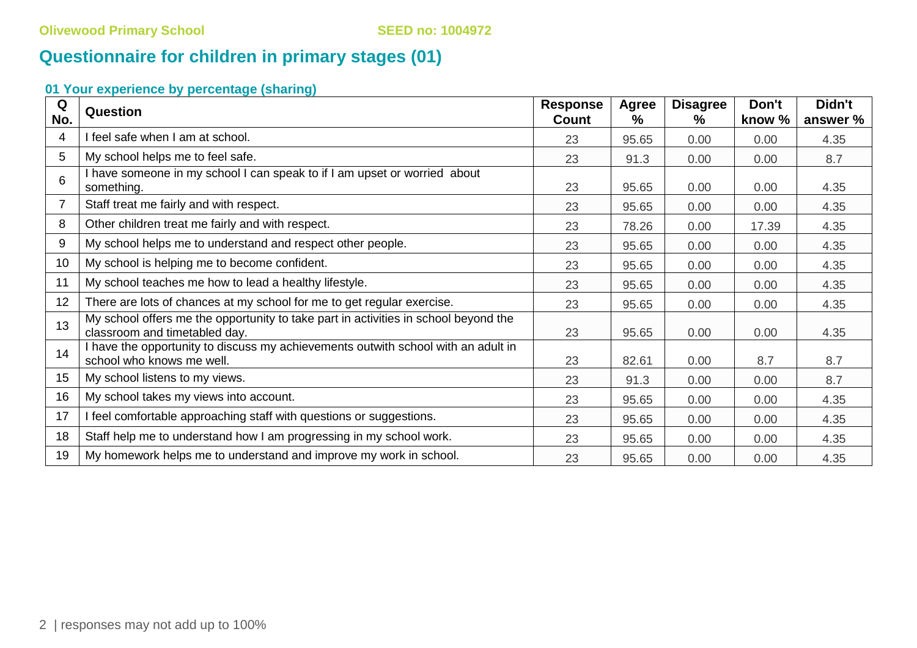Olivewood Primary School SEED no: 1004972

# Questionnaire for children in primary stages (01)

### 01 Your experience by percentage (sharing)

| Q No. | Question | Response Count | Agree % | Disagree % | Don't know % | Didn't answer % |
|---|---|---|---|---|---|---|
| 4 | I feel safe when I am at school. | 23 | 95.65 | 0.00 | 0.00 | 4.35 |
| 5 | My school helps me to feel safe. | 23 | 91.3 | 0.00 | 0.00 | 8.7 |
| 6 | I have someone in my school I can speak to if I am upset or worried about something. | 23 | 95.65 | 0.00 | 0.00 | 4.35 |
| 7 | Staff treat me fairly and with respect. | 23 | 95.65 | 0.00 | 0.00 | 4.35 |
| 8 | Other children treat me fairly and with respect. | 23 | 78.26 | 0.00 | 17.39 | 4.35 |
| 9 | My school helps me to understand and respect other people. | 23 | 95.65 | 0.00 | 0.00 | 4.35 |
| 10 | My school is helping me to become confident. | 23 | 95.65 | 0.00 | 0.00 | 4.35 |
| 11 | My school teaches me how to lead a healthy lifestyle. | 23 | 95.65 | 0.00 | 0.00 | 4.35 |
| 12 | There are lots of chances at my school for me to get regular exercise. | 23 | 95.65 | 0.00 | 0.00 | 4.35 |
| 13 | My school offers me the opportunity to take part in activities in school beyond the classroom and timetabled day. | 23 | 95.65 | 0.00 | 0.00 | 4.35 |
| 14 | I have the opportunity to discuss my achievements outwith school with an adult in school who knows me well. | 23 | 82.61 | 0.00 | 8.7 | 8.7 |
| 15 | My school listens to my views. | 23 | 91.3 | 0.00 | 0.00 | 8.7 |
| 16 | My school takes my views into account. | 23 | 95.65 | 0.00 | 0.00 | 4.35 |
| 17 | I feel comfortable approaching staff with questions or suggestions. | 23 | 95.65 | 0.00 | 0.00 | 4.35 |
| 18 | Staff help me to understand how I am progressing in my school work. | 23 | 95.65 | 0.00 | 0.00 | 4.35 |
| 19 | My homework helps me to understand and improve my work in school. | 23 | 95.65 | 0.00 | 0.00 | 4.35 |

responses may not add up to 100%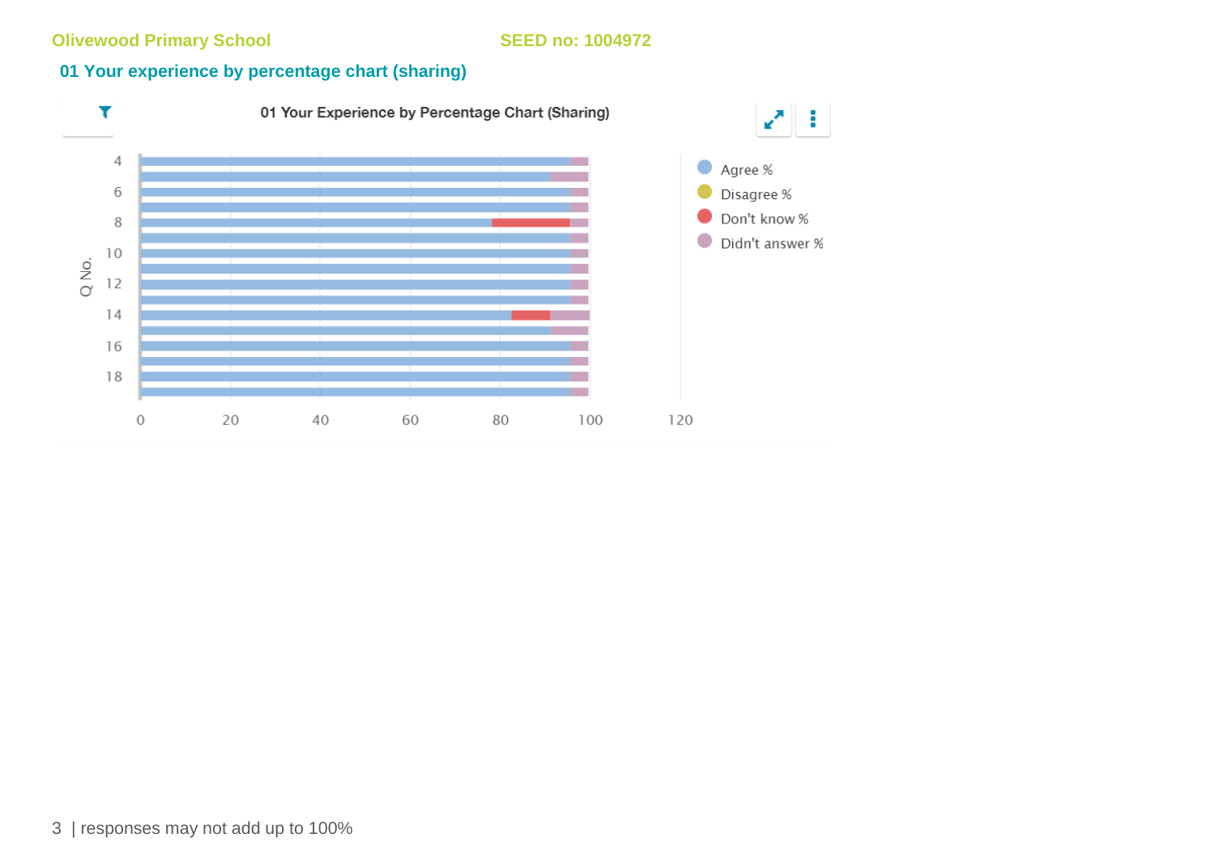Olivewood Primary School SEED no: 1004972

## 01 Your experience by percentage chart (sharing)

01 Your Experience by Percentage Chart (Sharing)

Q No.

4
6
8
10
12
14
16
18

0 20 40 60 80 100 120

Agree %
Disagree %
Don't know %
Didn't answer %

| responses may not add up to 100%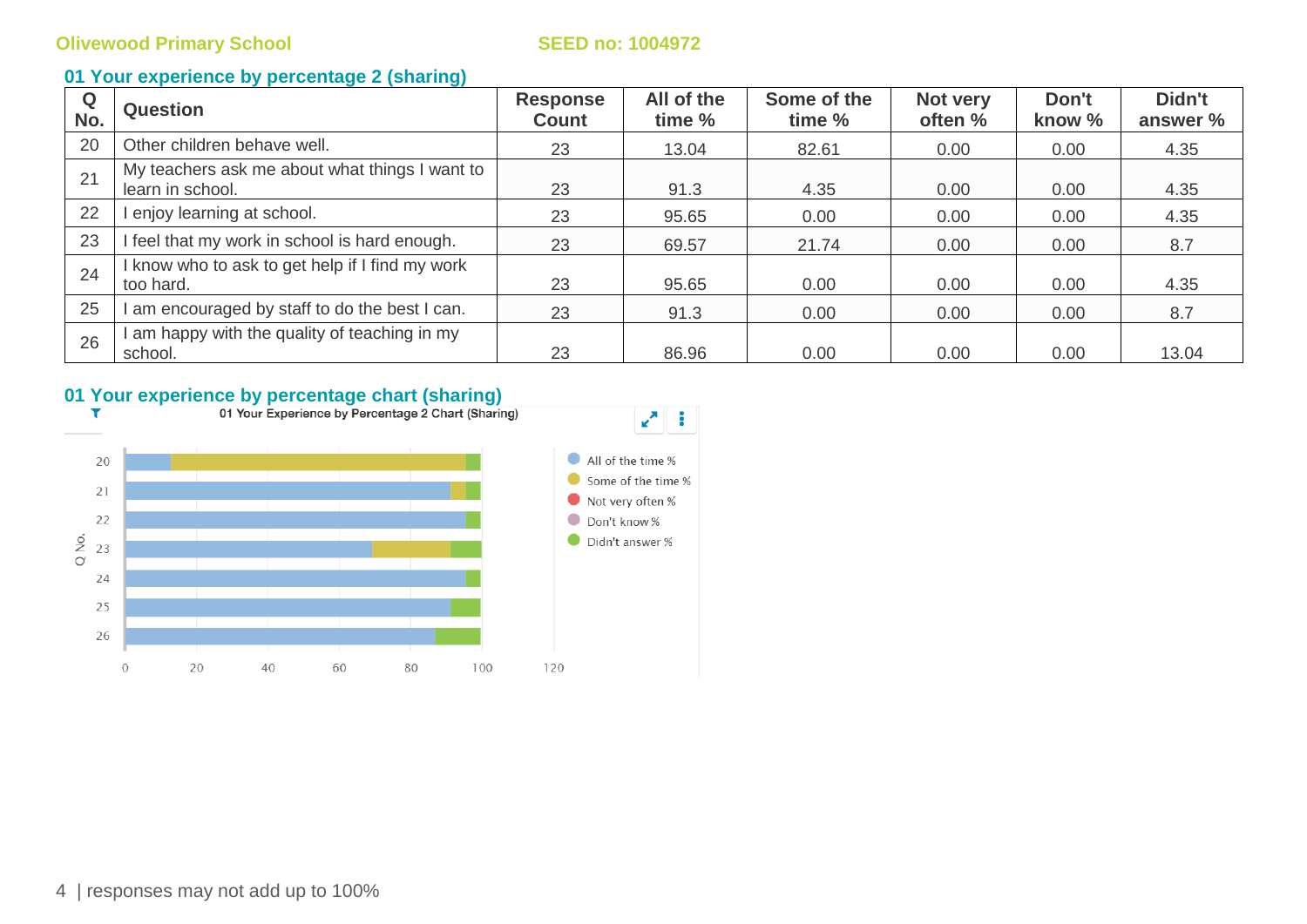Olivewood Primary School SEED no: 1004972

## 01 Your experience by percentage 2 (sharing)

| Q No. | Question | Response Count | All of the time % | Some of the time % | Not very often % | Don't know % | Didn't answer % |
|---|---|---|---|---|---|---|---|
| 20 | Other children behave well. | 23 | 13.04 | 82.61 | 0.00 | 0.00 | 4.35 |
| 21 | My teachers ask me about what things I want to learn in school. | 23 | 91.3 | 4.35 | 0.00 | 0.00 | 4.35 |
| 22 | I enjoy learning at school. | 23 | 95.65 | 0.00 | 0.00 | 0.00 | 4.35 |
| 23 | I feel that my work in school is hard enough. | 23 | 69.57 | 21.74 | 0.00 | 0.00 | 8.7 |
| 24 | I know who to ask to get help if I find my work too hard. | 23 | 95.65 | 0.00 | 0.00 | 0.00 | 4.35 |
| 25 | I am encouraged by staff to do the best I can. | 23 | 91.3 | 0.00 | 0.00 | 0.00 | 8.7 |
| 26 | I am happy with the quality of teaching in my school. | 23 | 86.96 | 0.00 | 0.00 | 0.00 | 13.04 |

## 01 Your experience by percentage chart (sharing)

01 Your Experience by Percentage 2 Chart (Sharing)

responses may not add up to 100%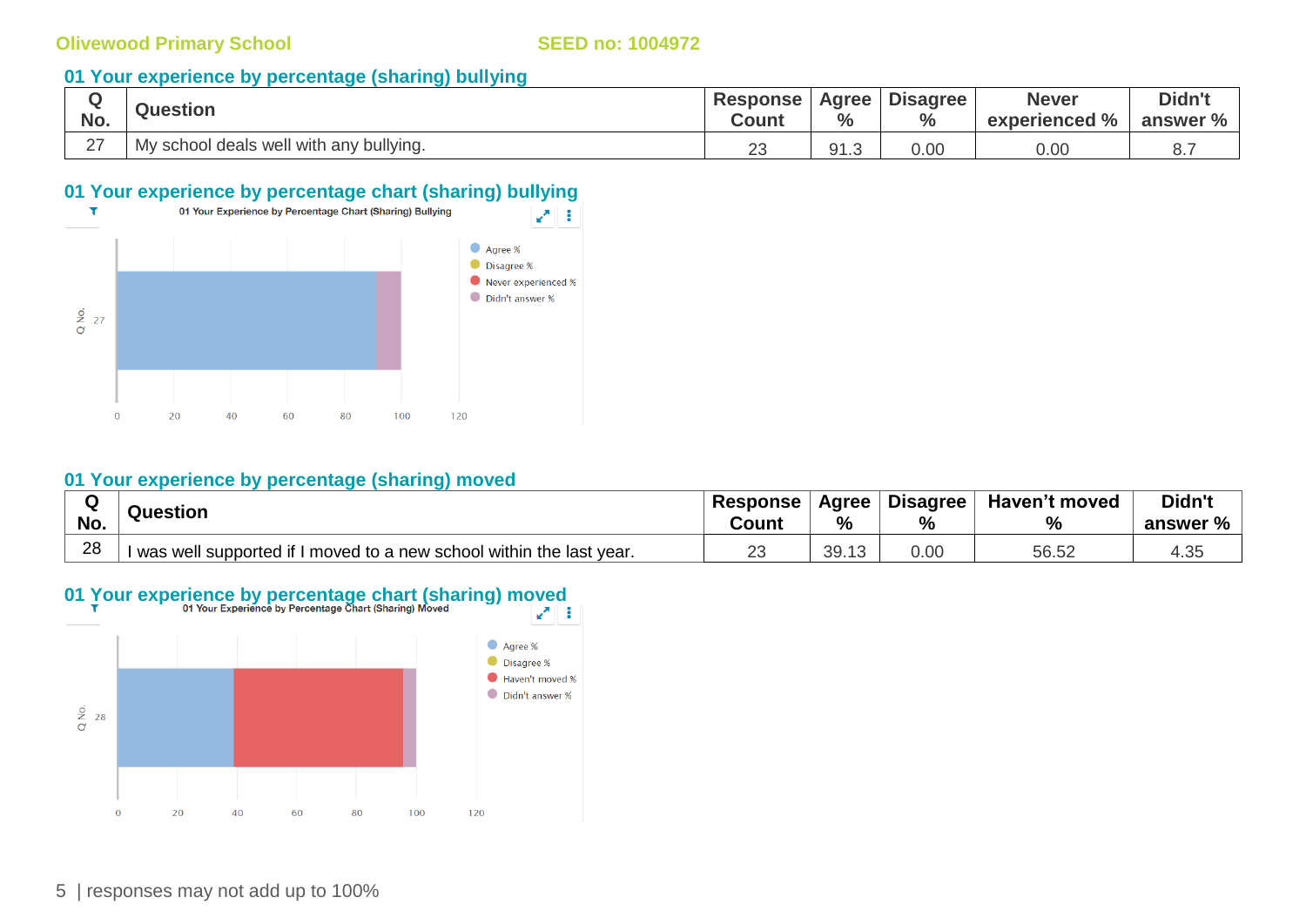Olivewood Primary School SEED no: 1004972

## 01 Your experience by percentage (sharing) bullying

| Q No. | Question | Response Count | Agree % | Disagree % | Never experienced % | Didn't answer % |
|---|---|---|---|---|---|---|
| 27 | My school deals well with any bullying. | 23 | 91.3 | 0.00 | 0.00 | 8.7 |

## 01 Your experience by percentage chart (sharing) bullying

01 Your Experience by Percentage Chart (Sharing) Bullying

## 01 Your experience by percentage (sharing) moved

| Q No. | Question | Response Count | Agree % | Disagree % | Haven't moved % | Didn't answer % |
|---|---|---|---|---|---|---|
| 28 | I was well supported if I moved to a new school within the last year. | 23 | 39.13 | 0.00 | 56.52 | 4.35 |

## 01 Your experience by percentage chart (sharing) moved

01 Your Experience by Percentage Chart (Sharing) Moved

responses may not add up to 100%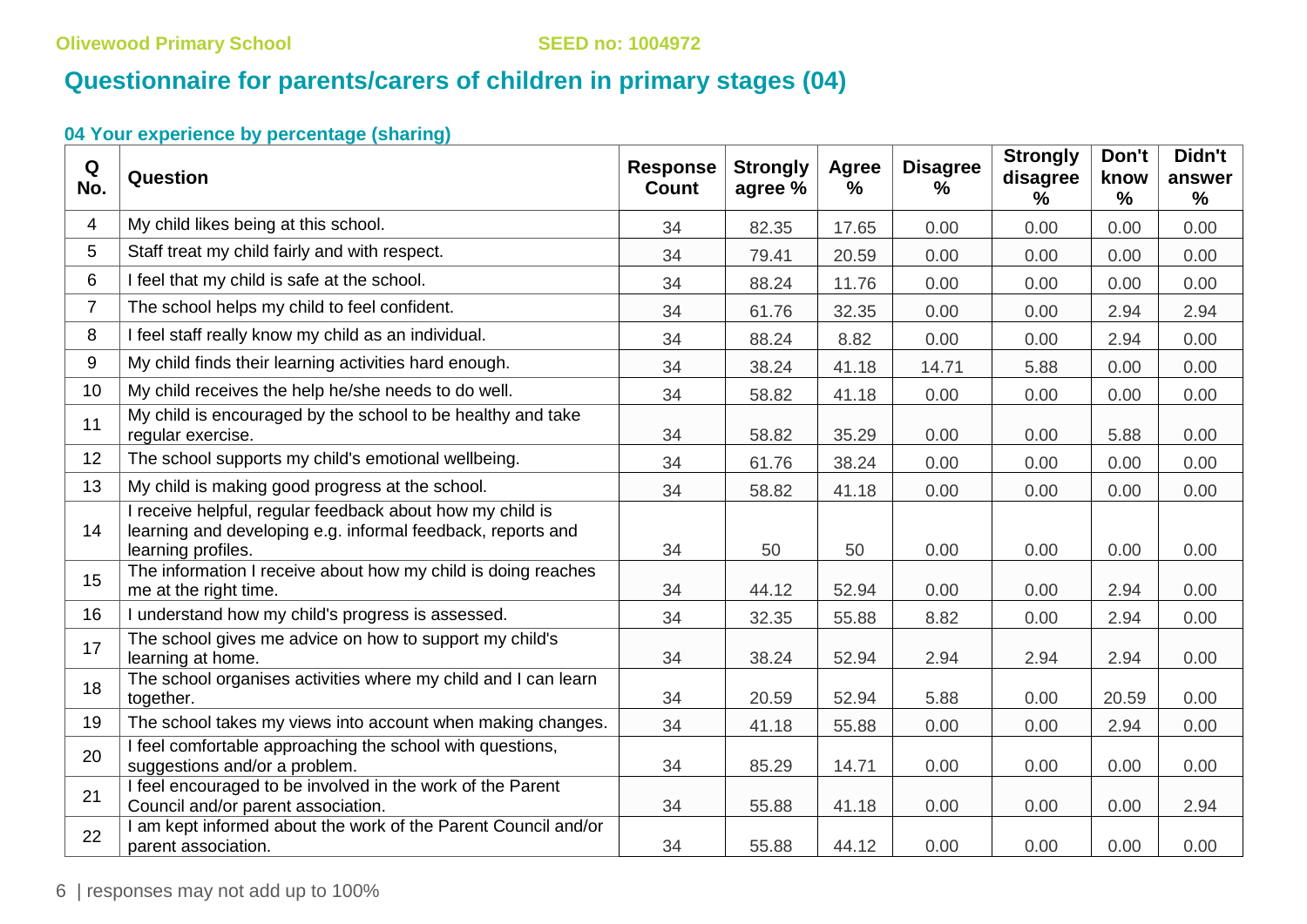Olivewood Primary School SEED no: 1004972

## Questionnaire for parents/carers of children in primary stages (04)

### 04 Your experience by percentage (sharing)

| Q No. | Question | Response Count | Strongly agree % | Agree % | Disagree % | Strongly disagree % | Don't know % | Didn't answer % |
|---|---|---|---|---|---|---|---|---|
| 4 | My child likes being at this school. | 34 | 82.35 | 17.65 | 0.00 | 0.00 | 0.00 | 0.00 |
| 5 | Staff treat my child fairly and with respect. | 34 | 79.41 | 20.59 | 0.00 | 0.00 | 0.00 | 0.00 |
| 6 | I feel that my child is safe at the school. | 34 | 88.24 | 11.76 | 0.00 | 0.00 | 0.00 | 0.00 |
| 7 | The school helps my child to feel confident. | 34 | 61.76 | 32.35 | 0.00 | 0.00 | 2.94 | 2.94 |
| 8 | I feel staff really know my child as an individual. | 34 | 88.24 | 8.82 | 0.00 | 0.00 | 2.94 | 0.00 |
| 9 | My child finds their learning activities hard enough. | 34 | 38.24 | 41.18 | 14.71 | 5.88 | 0.00 | 0.00 |
| 10 | My child receives the help he/she needs to do well. | 34 | 58.82 | 41.18 | 0.00 | 0.00 | 0.00 | 0.00 |
| 11 | My child is encouraged by the school to be healthy and take regular exercise. | 34 | 58.82 | 35.29 | 0.00 | 0.00 | 5.88 | 0.00 |
| 12 | The school supports my child's emotional wellbeing. | 34 | 61.76 | 38.24 | 0.00 | 0.00 | 0.00 | 0.00 |
| 13 | My child is making good progress at the school. | 34 | 58.82 | 41.18 | 0.00 | 0.00 | 0.00 | 0.00 |
| 14 | I receive helpful, regular feedback about how my child is learning and developing e.g. informal feedback, reports and learning profiles. | 34 | 50 | 50 | 0.00 | 0.00 | 0.00 | 0.00 |
| 15 | The information I receive about how my child is doing reaches me at the right time. | 34 | 44.12 | 52.94 | 0.00 | 0.00 | 2.94 | 0.00 |
| 16 | I understand how my child's progress is assessed. | 34 | 32.35 | 55.88 | 8.82 | 0.00 | 2.94 | 0.00 |
| 17 | The school gives me advice on how to support my child's learning at home. | 34 | 38.24 | 52.94 | 2.94 | 2.94 | 2.94 | 0.00 |
| 18 | The school organises activities where my child and I can learn together. | 34 | 20.59 | 52.94 | 5.88 | 0.00 | 20.59 | 0.00 |
| 19 | The school takes my views into account when making changes. | 34 | 41.18 | 55.88 | 0.00 | 0.00 | 2.94 | 0.00 |
| 20 | I feel comfortable approaching the school with questions, suggestions and/or a problem. | 34 | 85.29 | 14.71 | 0.00 | 0.00 | 0.00 | 0.00 |
| 21 | I feel encouraged to be involved in the work of the Parent Council and/or parent association. | 34 | 55.88 | 41.18 | 0.00 | 0.00 | 0.00 | 2.94 |
| 22 | I am kept informed about the work of the Parent Council and/or parent association. | 34 | 55.88 | 44.12 | 0.00 | 0.00 | 0.00 | 0.00 |

responses may not add up to 100%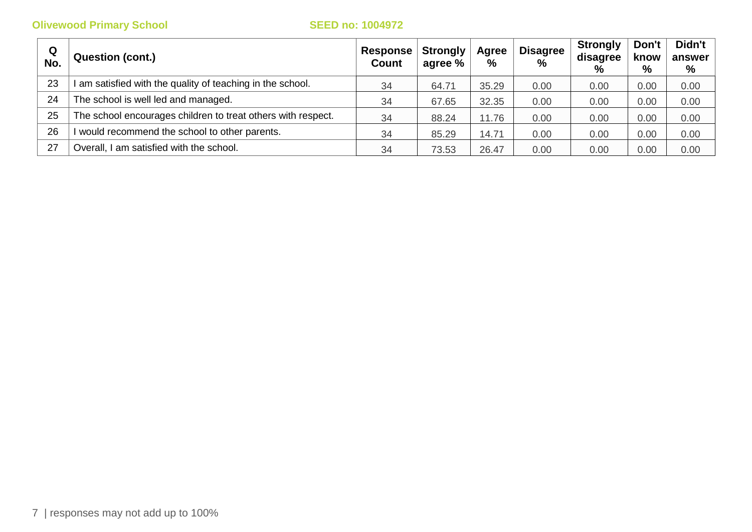**Olivewood Primary School** **SEED no: 1004972**

| Q No. | Question (cont.) | Response Count | Strongly agree % | Agree % | Disagree % | Strongly disagree % | Don't know % | Didn't answer % |
|---|---|---|---|---|---|---|---|---|
| 23 | I am satisfied with the quality of teaching in the school. | 34 | 64.71 | 35.29 | 0.00 | 0.00 | 0.00 | 0.00 |
| 24 | The school is well led and managed. | 34 | 67.65 | 32.35 | 0.00 | 0.00 | 0.00 | 0.00 |
| 25 | The school encourages children to treat others with respect. | 34 | 88.24 | 11.76 | 0.00 | 0.00 | 0.00 | 0.00 |
| 26 | I would recommend the school to other parents. | 34 | 85.29 | 14.71 | 0.00 | 0.00 | 0.00 | 0.00 |
| 27 | Overall, I am satisfied with the school. | 34 | 73.53 | 26.47 | 0.00 | 0.00 | 0.00 | 0.00 |

responses may not add up to 100%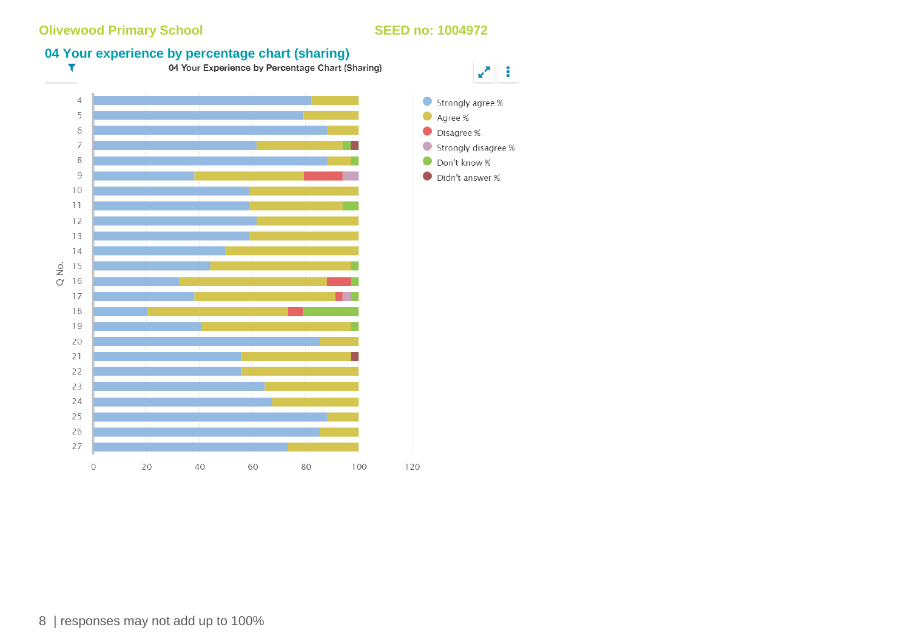Olivewood Primary School SEED no: 1004972

## 04 Your experience by percentage chart (sharing)

04 Your Experience by Percentage Chart (Sharing)

Q No.: 4, 5, 6, 7, 8, 9, 10, 11, 12, 13, 14, 15, 16, 17, 18, 19, 20, 21, 22, 23, 24, 25, 26, 27

Axis: 0, 20, 40, 60, 80, 100, 120

- Strongly agree %
- Agree %
- Disagree %
- Strongly disagree %
- Don't know %
- Didn't answer %

| responses may not add up to 100%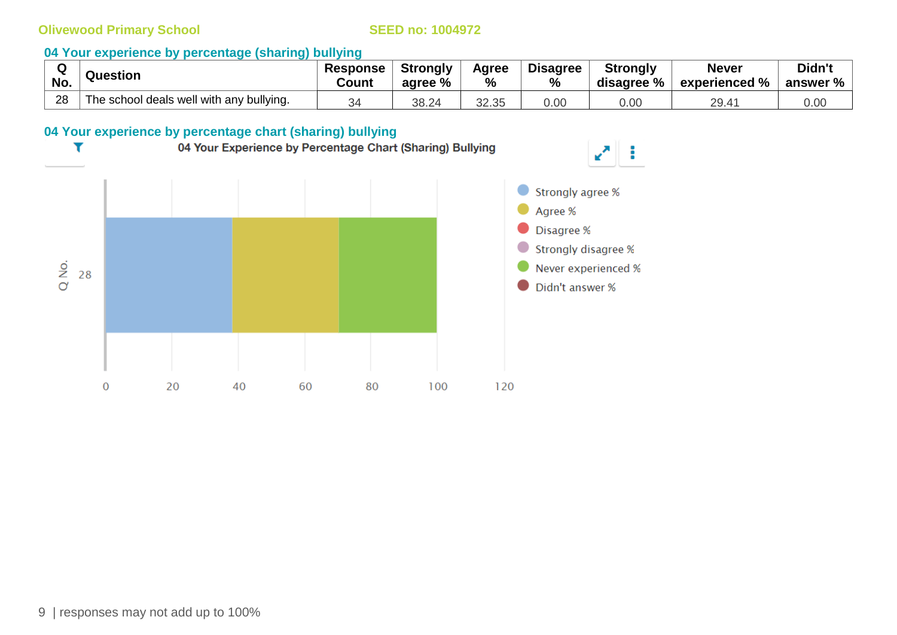Olivewood Primary School SEED no: 1004972

## 04 Your experience by percentage (sharing) bullying

| Q No. | Question | Response Count | Strongly agree % | Agree % | Disagree % | Strongly disagree % | Never experienced % | Didn't answer % |
|---|---|---|---|---|---|---|---|---|
| 28 | The school deals well with any bullying. | 34 | 38.24 | 32.35 | 0.00 | 0.00 | 29.41 | 0.00 |

## 04 Your experience by percentage chart (sharing) bullying

04 Your Experience by Percentage Chart (Sharing) Bullying

responses may not add up to 100%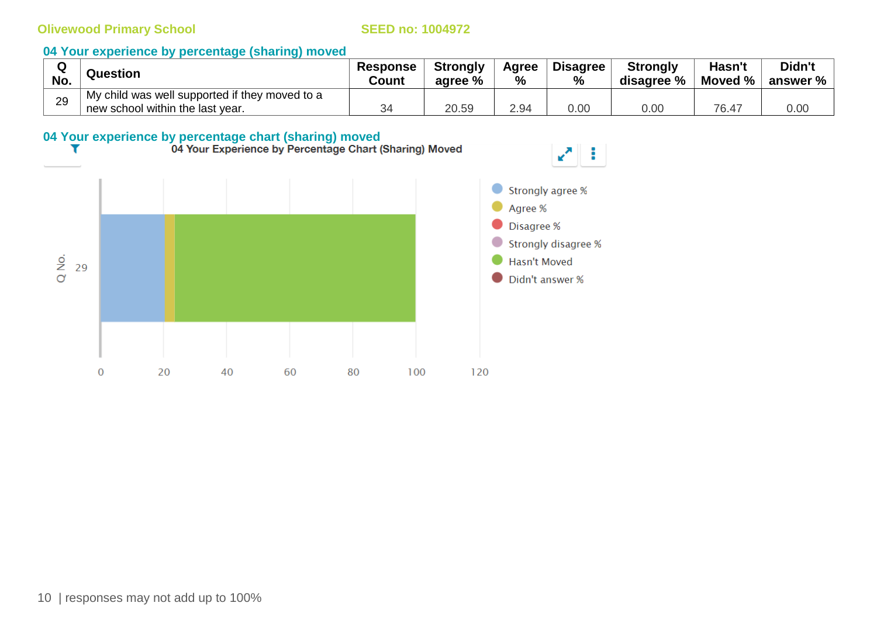Olivewood Primary School SEED no: 1004972

## 04 Your experience by percentage (sharing) moved

| Q No. | Question | Response Count | Strongly agree % | Agree % | Disagree % | Strongly disagree % | Hasn't Moved % | Didn't answer % |
|---|---|---|---|---|---|---|---|---|
| 29 | My child was well supported if they moved to a new school within the last year. | 34 | 20.59 | 2.94 | 0.00 | 0.00 | 76.47 | 0.00 |

## 04 Your experience by percentage chart (sharing) moved

04 Your Experience by Percentage Chart (Sharing) Moved

Q No.
29

0
20
40
60
80
100
120

Strongly agree %
Agree %
Disagree %
Strongly disagree %
Hasn't Moved
Didn't answer %

| responses may not add up to 100%